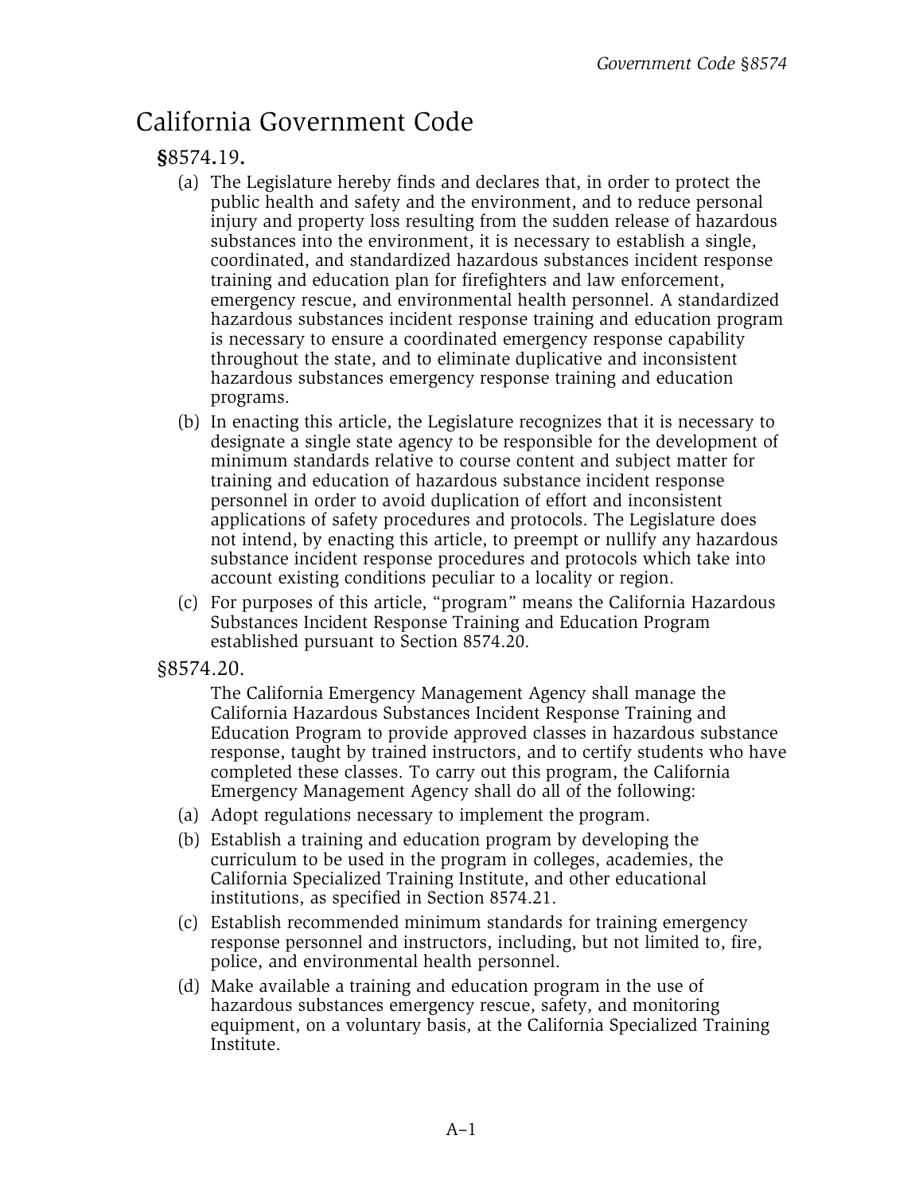# California Government Code

## §8574.19.

(a) The Legislature hereby finds and declares that, in order to protect the public health and safety and the environment, and to reduce personal injury and property loss resulting from the sudden release of hazardous substances into the environment, it is necessary to establish a single, coordinated, and standardized hazardous substances incident response training and education plan for firefighters and law enforcement, emergency rescue, and environmental health personnel. A standardized hazardous substances incident response training and education program is necessary to ensure a coordinated emergency response capability throughout the state, and to eliminate duplicative and inconsistent hazardous substances emergency response training and education programs.

(b) In enacting this article, the Legislature recognizes that it is necessary to designate a single state agency to be responsible for the development of minimum standards relative to course content and subject matter for training and education of hazardous substance incident response personnel in order to avoid duplication of effort and inconsistent applications of safety procedures and protocols. The Legislature does not intend, by enacting this article, to preempt or nullify any hazardous substance incident response procedures and protocols which take into account existing conditions peculiar to a locality or region.

(c) For purposes of this article, "program" means the California Hazardous Substances Incident Response Training and Education Program established pursuant to Section 8574.20.

## §8574.20.

The California Emergency Management Agency shall manage the California Hazardous Substances Incident Response Training and Education Program to provide approved classes in hazardous substance response, taught by trained instructors, and to certify students who have completed these classes. To carry out this program, the California Emergency Management Agency shall do all of the following:

(a) Adopt regulations necessary to implement the program.

(b) Establish a training and education program by developing the curriculum to be used in the program in colleges, academies, the California Specialized Training Institute, and other educational institutions, as specified in Section 8574.21.

(c) Establish recommended minimum standards for training emergency response personnel and instructors, including, but not limited to, fire, police, and environmental health personnel.

(d) Make available a training and education program in the use of hazardous substances emergency rescue, safety, and monitoring equipment, on a voluntary basis, at the California Specialized Training Institute.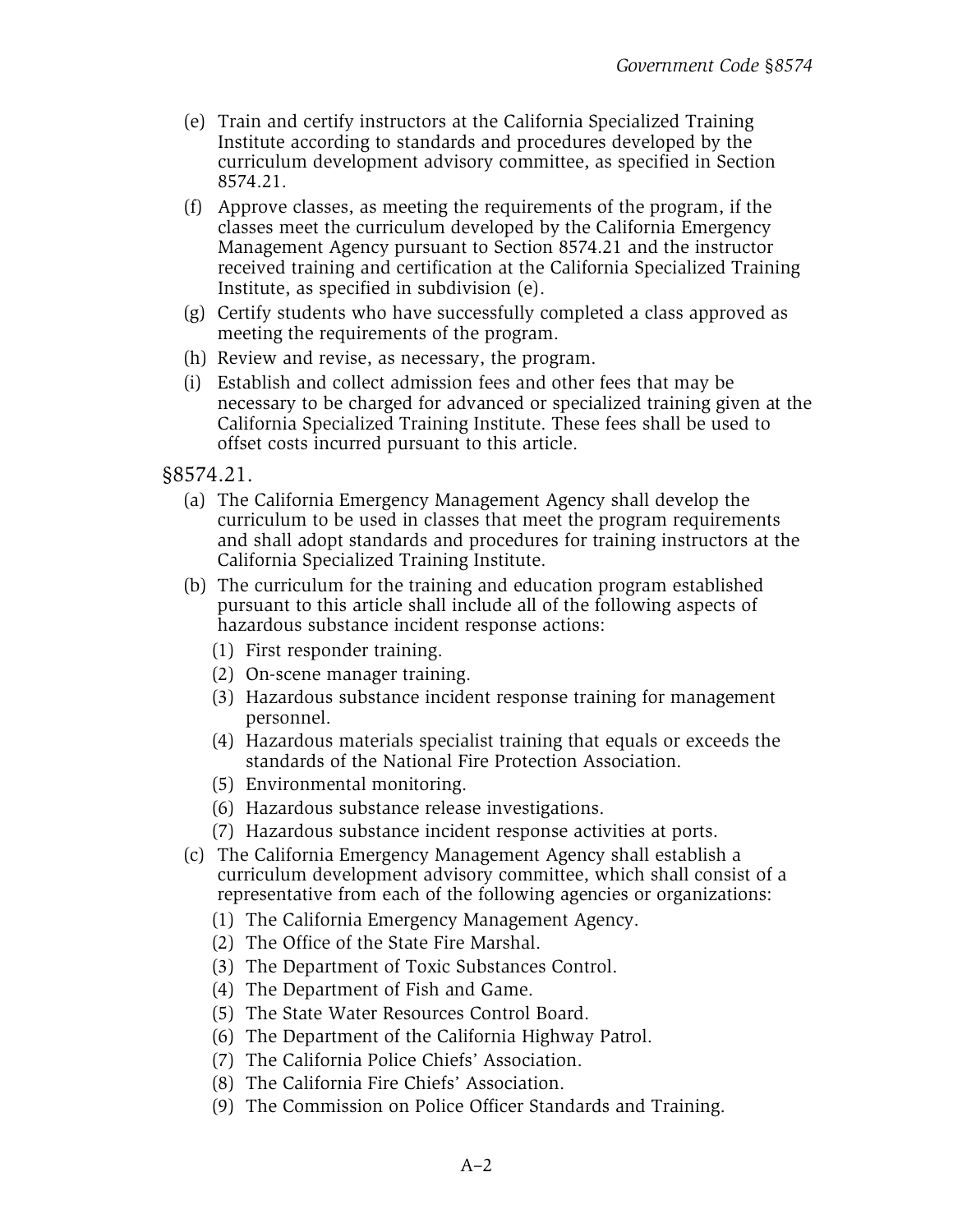(e) Train and certify instructors at the California Specialized Training Institute according to standards and procedures developed by the curriculum development advisory committee, as specified in Section 8574.21.

(f) Approve classes, as meeting the requirements of the program, if the classes meet the curriculum developed by the California Emergency Management Agency pursuant to Section 8574.21 and the instructor received training and certification at the California Specialized Training Institute, as specified in subdivision (e).

(g) Certify students who have successfully completed a class approved as meeting the requirements of the program.

(h) Review and revise, as necessary, the program.

(i) Establish and collect admission fees and other fees that may be necessary to be charged for advanced or specialized training given at the California Specialized Training Institute. These fees shall be used to offset costs incurred pursuant to this article.

§8574.21.

(a) The California Emergency Management Agency shall develop the curriculum to be used in classes that meet the program requirements and shall adopt standards and procedures for training instructors at the California Specialized Training Institute.

(b) The curriculum for the training and education program established pursuant to this article shall include all of the following aspects of hazardous substance incident response actions:

  (1) First responder training.

  (2) On-scene manager training.

  (3) Hazardous substance incident response training for management personnel.

  (4) Hazardous materials specialist training that equals or exceeds the standards of the National Fire Protection Association.

  (5) Environmental monitoring.

  (6) Hazardous substance release investigations.

  (7) Hazardous substance incident response activities at ports.

(c) The California Emergency Management Agency shall establish a curriculum development advisory committee, which shall consist of a representative from each of the following agencies or organizations:

  (1) The California Emergency Management Agency.

  (2) The Office of the State Fire Marshal.

  (3) The Department of Toxic Substances Control.

  (4) The Department of Fish and Game.

  (5) The State Water Resources Control Board.

  (6) The Department of the California Highway Patrol.

  (7) The California Police Chiefs' Association.

  (8) The California Fire Chiefs' Association.

  (9) The Commission on Police Officer Standards and Training.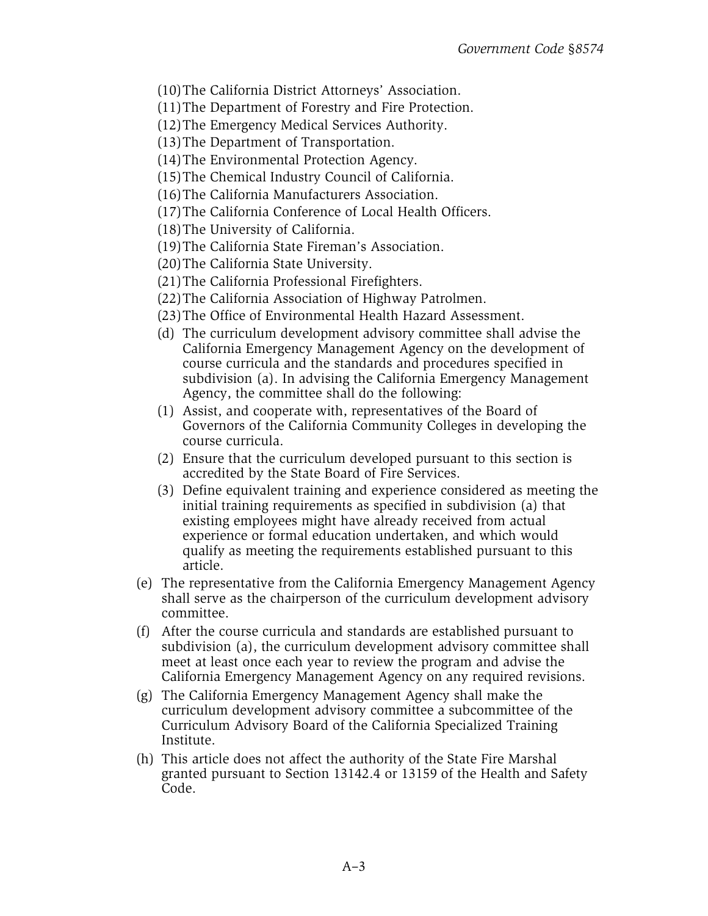(10) The California District Attorneys' Association.

(11) The Department of Forestry and Fire Protection.

(12) The Emergency Medical Services Authority.

(13) The Department of Transportation.

(14) The Environmental Protection Agency.

(15) The Chemical Industry Council of California.

(16) The California Manufacturers Association.

(17) The California Conference of Local Health Officers.

(18) The University of California.

(19) The California State Fireman's Association.

(20) The California State University.

(21) The California Professional Firefighters.

(22) The California Association of Highway Patrolmen.

(23) The Office of Environmental Health Hazard Assessment.

(d) The curriculum development advisory committee shall advise the California Emergency Management Agency on the development of course curricula and the standards and procedures specified in subdivision (a). In advising the California Emergency Management Agency, the committee shall do the following:

(1) Assist, and cooperate with, representatives of the Board of Governors of the California Community Colleges in developing the course curricula.

(2) Ensure that the curriculum developed pursuant to this section is accredited by the State Board of Fire Services.

(3) Define equivalent training and experience considered as meeting the initial training requirements as specified in subdivision (a) that existing employees might have already received from actual experience or formal education undertaken, and which would qualify as meeting the requirements established pursuant to this article.

(e) The representative from the California Emergency Management Agency shall serve as the chairperson of the curriculum development advisory committee.

(f) After the course curricula and standards are established pursuant to subdivision (a), the curriculum development advisory committee shall meet at least once each year to review the program and advise the California Emergency Management Agency on any required revisions.

(g) The California Emergency Management Agency shall make the curriculum development advisory committee a subcommittee of the Curriculum Advisory Board of the California Specialized Training Institute.

(h) This article does not affect the authority of the State Fire Marshal granted pursuant to Section 13142.4 or 13159 of the Health and Safety Code.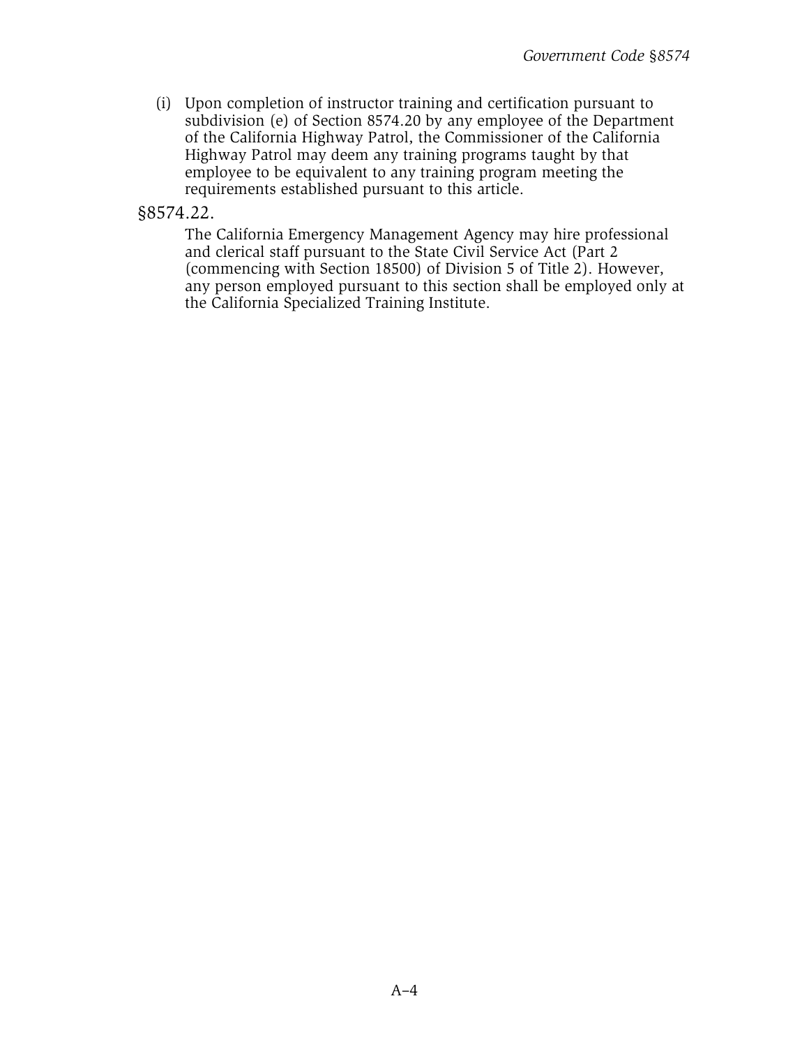(i) Upon completion of instructor training and certification pursuant to subdivision (e) of Section 8574.20 by any employee of the Department of the California Highway Patrol, the Commissioner of the California Highway Patrol may deem any training programs taught by that employee to be equivalent to any training program meeting the requirements established pursuant to this article.

§8574.22.

The California Emergency Management Agency may hire professional and clerical staff pursuant to the State Civil Service Act (Part 2 (commencing with Section 18500) of Division 5 of Title 2). However, any person employed pursuant to this section shall be employed only at the California Specialized Training Institute.